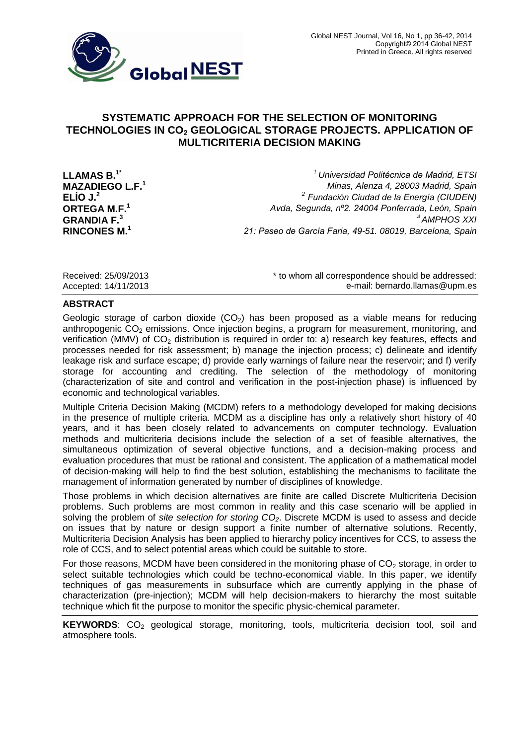# SYSTEMATIC APPROACH FOR THE SELECTION OF MONITORING TECHNOLOGIES IN $CO_2$ GEOLOGICAL STORAGE PROJECTS. APPLICATION OF MULTICRITERIA DECISION MAKING

**LLAMAS B.[1*]**
**MAZADIEGO L.F.[1]**
**ELÍO J.[2]**
**ORTEGA M.F.[1]**
**GRANDIA F.[3]**
**RINCONES M.[1]**

[1] *Universidad Politécnica de Madrid, ETSI Minas, Alenza 4, 28003 Madrid, Spain*
[2] *Fundación Ciudad de la Energía (CIUDEN) Avda, Segunda, nº2. 24004 Ponferrada, León, Spain*
[3] *AMPHOS XXI 21: Paseo de García Faria, 49-51. 08019, Barcelona, Spain*

Received: 25/09/2013
Accepted: 14/11/2013

\* to whom all correspondence should be addressed:
e-mail: bernardo.llamas@upm.es

## ABSTRACT

Geologic storage of carbon dioxide ($CO_2$) has been proposed as a viable means for reducing anthropogenic $CO_2$ emissions. Once injection begins, a program for measurement, monitoring, and verification (MMV) of $CO_2$ distribution is required in order to: a) research key features, effects and processes needed for risk assessment; b) manage the injection process; c) delineate and identify leakage risk and surface escape; d) provide early warnings of failure near the reservoir; and f) verify storage for accounting and crediting. The selection of the methodology of monitoring (characterization of site and control and verification in the post-injection phase) is influenced by economic and technological variables.

Multiple Criteria Decision Making (MCDM) refers to a methodology developed for making decisions in the presence of multiple criteria. MCDM as a discipline has only a relatively short history of 40 years, and it has been closely related to advancements on computer technology. Evaluation methods and multicriteria decisions include the selection of a set of feasible alternatives, the simultaneous optimization of several objective functions, and a decision-making process and evaluation procedures that must be rational and consistent. The application of a mathematical model of decision-making will help to find the best solution, establishing the mechanisms to facilitate the management of information generated by number of disciplines of knowledge.

Those problems in which decision alternatives are finite are called Discrete Multicriteria Decision problems. Such problems are most common in reality and this case scenario will be applied in solving the problem of *site selection for storing $CO_2$*. Discrete MCDM is used to assess and decide on issues that by nature or design support a finite number of alternative solutions. Recently, Multicriteria Decision Analysis has been applied to hierarchy policy incentives for CCS, to assess the role of CCS, and to select potential areas which could be suitable to store.

For those reasons, MCDM have been considered in the monitoring phase of $CO_2$ storage, in order to select suitable technologies which could be techno-economical viable. In this paper, we identify techniques of gas measurements in subsurface which are currently applying in the phase of characterization (pre-injection); MCDM will help decision-makers to hierarchy the most suitable technique which fit the purpose to monitor the specific physic-chemical parameter.

**KEYWORDS**: $CO_2$ geological storage, monitoring, tools, multicriteria decision tool, soil and atmosphere tools.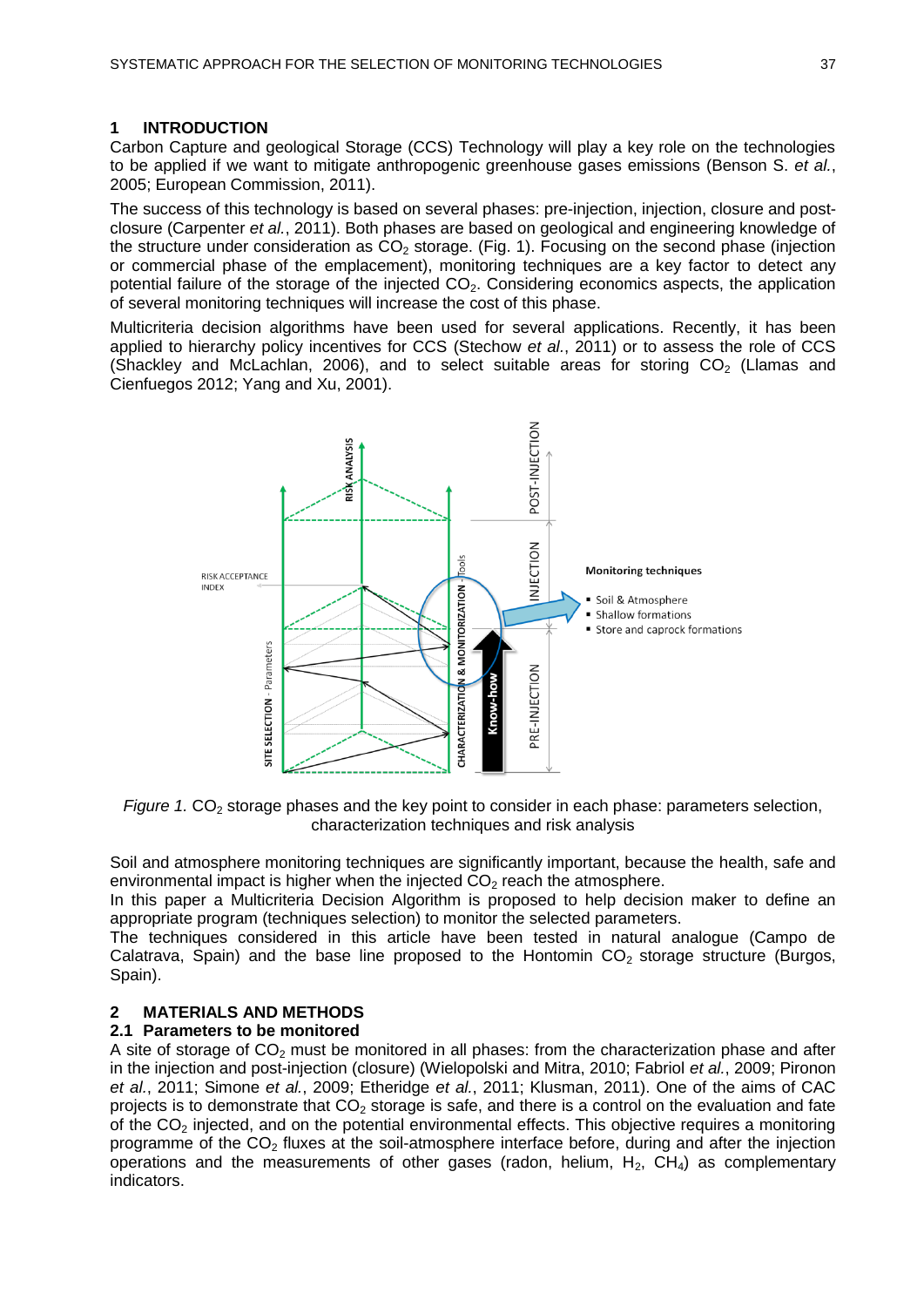## 1 INTRODUCTION

Carbon Capture and geological Storage (CCS) Technology will play a key role on the technologies to be applied if we want to mitigate anthropogenic greenhouse gases emissions (Benson S. *et al.*, 2005; European Commission, 2011).

The success of this technology is based on several phases: pre-injection, injection, closure and post-closure (Carpenter *et al.*, 2011). Both phases are based on geological and engineering knowledge of the structure under consideration as $CO_2$ storage. (Fig. 1). Focusing on the second phase (injection or commercial phase of the emplacement), monitoring techniques are a key factor to detect any potential failure of the storage of the injected $CO_2$. Considering economics aspects, the application of several monitoring techniques will increase the cost of this phase.

Multicriteria decision algorithms have been used for several applications. Recently, it has been applied to hierarchy policy incentives for CCS (Stechow *et al.*, 2011) or to assess the role of CCS (Shackley and McLachlan, 2006), and to select suitable areas for storing $CO_2$ (Llamas and Cienfuegos 2012; Yang and Xu, 2001).

*Figure 1.* $CO_2$ storage phases and the key point to consider in each phase: parameters selection, characterization techniques and risk analysis

Soil and atmosphere monitoring techniques are significantly important, because the health, safe and environmental impact is higher when the injected $CO_2$ reach the atmosphere.

In this paper a Multicriteria Decision Algorithm is proposed to help decision maker to define an appropriate program (techniques selection) to monitor the selected parameters.

The techniques considered in this article have been tested in natural analogue (Campo de Calatrava, Spain) and the base line proposed to the Hontomin $CO_2$ storage structure (Burgos, Spain).

## 2 MATERIALS AND METHODS

### 2.1 Parameters to be monitored

A site of storage of $CO_2$ must be monitored in all phases: from the characterization phase and after in the injection and post-injection (closure) (Wielopolski and Mitra, 2010; Fabriol *et al.*, 2009; Pironon *et al.*, 2011; Simone *et al.*, 2009; Etheridge *et al.*, 2011; Klusman, 2011). One of the aims of CAC projects is to demonstrate that $CO_2$ storage is safe, and there is a control on the evaluation and fate of the $CO_2$ injected, and on the potential environmental effects. This objective requires a monitoring programme of the $CO_2$ fluxes at the soil-atmosphere interface before, during and after the injection operations and the measurements of other gases (radon, helium, $H_2$, $CH_4$) as complementary indicators.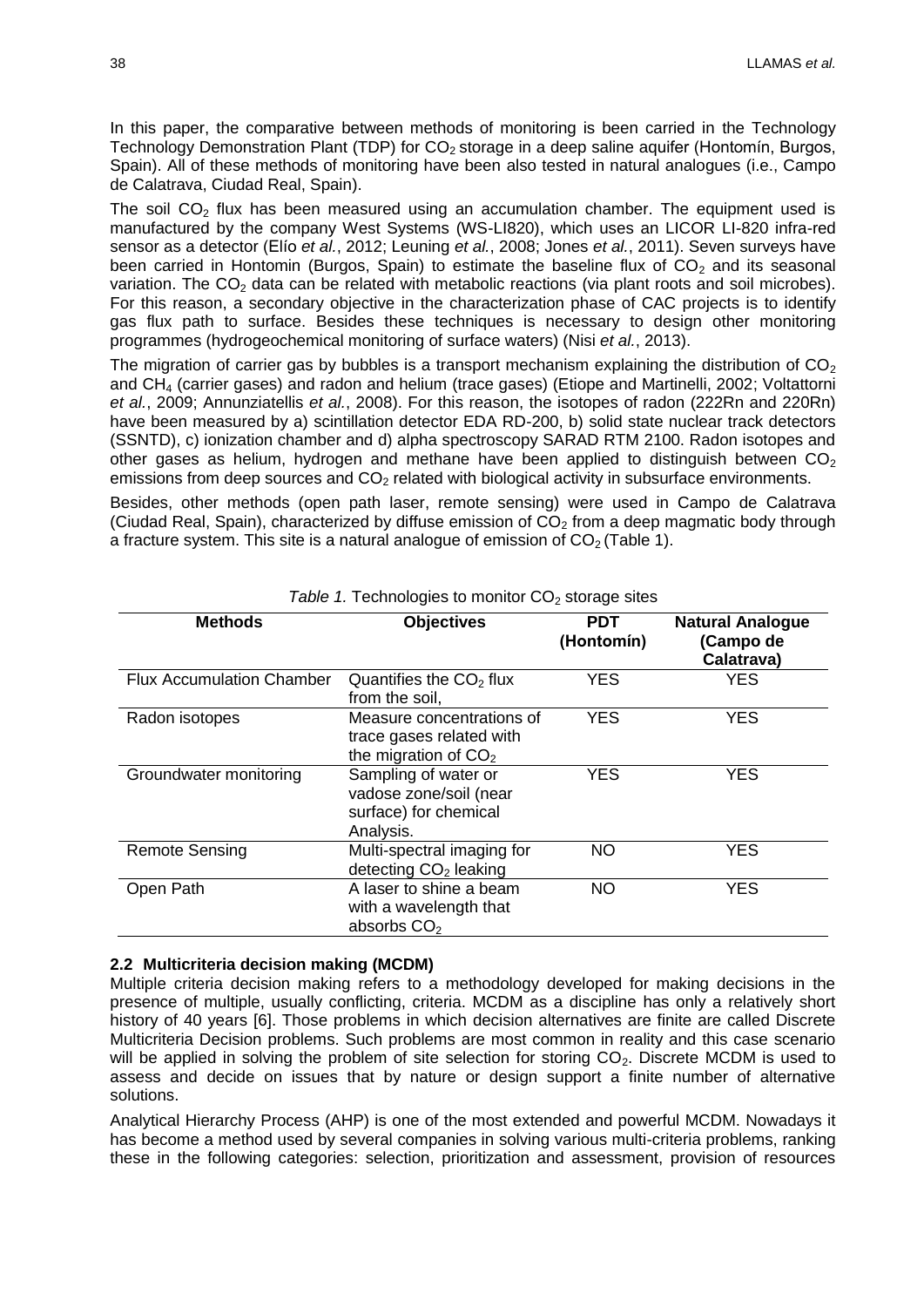In this paper, the comparative between methods of monitoring is been carried in the Technology Technology Demonstration Plant (TDP) for $CO_2$ storage in a deep saline aquifer (Hontomín, Burgos, Spain). All of these methods of monitoring have been also tested in natural analogues (i.e., Campo de Calatrava, Ciudad Real, Spain).

The soil $CO_2$ flux has been measured using an accumulation chamber. The equipment used is manufactured by the company West Systems (WS-LI820), which uses an LICOR LI-820 infra-red sensor as a detector (Elío *et al.*, 2012; Leuning *et al.*, 2008; Jones *et al.*, 2011). Seven surveys have been carried in Hontomin (Burgos, Spain) to estimate the baseline flux of $CO_2$ and its seasonal variation. The $CO_2$ data can be related with metabolic reactions (via plant roots and soil microbes). For this reason, a secondary objective in the characterization phase of CAC projects is to identify gas flux path to surface. Besides these techniques is necessary to design other monitoring programmes (hydrogeochemical monitoring of surface waters) (Nisi *et al.*, 2013).

The migration of carrier gas by bubbles is a transport mechanism explaining the distribution of $CO_2$ and $CH_4$ (carrier gases) and radon and helium (trace gases) (Etiope and Martinelli, 2002; Voltattorni *et al.*, 2009; Annunziatellis *et al.*, 2008). For this reason, the isotopes of radon (222Rn and 220Rn) have been measured by a) scintillation detector EDA RD-200, b) solid state nuclear track detectors (SSNTD), c) ionization chamber and d) alpha spectroscopy SARAD RTM 2100. Radon isotopes and other gases as helium, hydrogen and methane have been applied to distinguish between $CO_2$ emissions from deep sources and $CO_2$ related with biological activity in subsurface environments.

Besides, other methods (open path laser, remote sensing) were used in Campo de Calatrava (Ciudad Real, Spain), characterized by diffuse emission of $CO_2$ from a deep magmatic body through a fracture system. This site is a natural analogue of emission of $CO_2$ (Table 1).

*Table 1.* Technologies to monitor $CO_2$ storage sites

| Methods | Objectives | PDT (Hontomín) | Natural Analogue (Campo de Calatrava) |
|---|---|---|---|
| Flux Accumulation Chamber | Quantifies the $CO_2$ flux from the soil, | YES | YES |
| Radon isotopes | Measure concentrations of trace gases related with the migration of $CO_2$ | YES | YES |
| Groundwater monitoring | Sampling of water or vadose zone/soil (near surface) for chemical Analysis. | YES | YES |
| Remote Sensing | Multi-spectral imaging for detecting $CO_2$ leaking | NO | YES |
| Open Path | A laser to shine a beam with a wavelength that absorbs $CO_2$ | NO | YES |

### 2.2 Multicriteria decision making (MCDM)

Multiple criteria decision making refers to a methodology developed for making decisions in the presence of multiple, usually conflicting, criteria. MCDM as a discipline has only a relatively short history of 40 years [6]. Those problems in which decision alternatives are finite are called Discrete Multicriteria Decision problems. Such problems are most common in reality and this case scenario will be applied in solving the problem of site selection for storing $CO_2$. Discrete MCDM is used to assess and decide on issues that by nature or design support a finite number of alternative solutions.

Analytical Hierarchy Process (AHP) is one of the most extended and powerful MCDM. Nowadays it has become a method used by several companies in solving various multi-criteria problems, ranking these in the following categories: selection, prioritization and assessment, provision of resources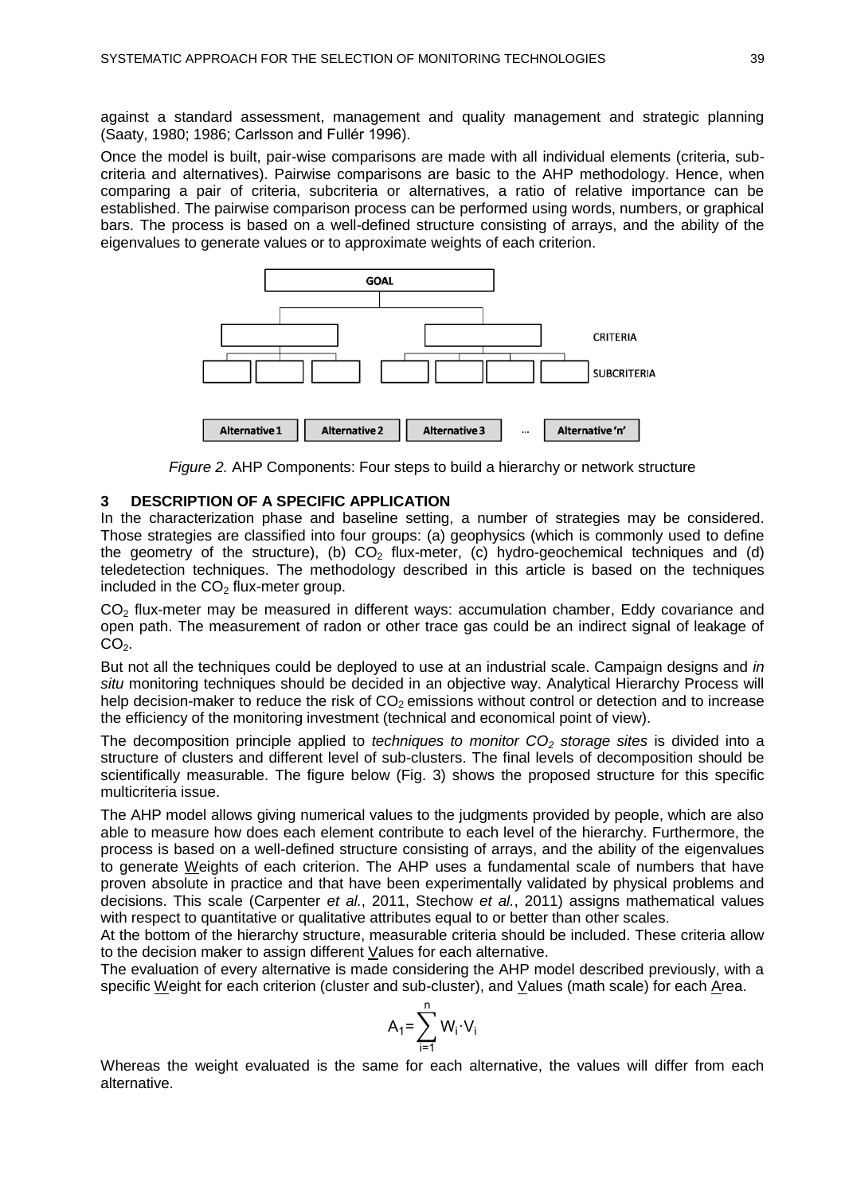against a standard assessment, management and quality management and strategic planning (Saaty, 1980; 1986; Carlsson and Fullér 1996).

Once the model is built, pair-wise comparisons are made with all individual elements (criteria, sub-criteria and alternatives). Pairwise comparisons are basic to the AHP methodology. Hence, when comparing a pair of criteria, subcriteria or alternatives, a ratio of relative importance can be established. The pairwise comparison process can be performed using words, numbers, or graphical bars. The process is based on a well-defined structure consisting of arrays, and the ability of the eigenvalues to generate values or to approximate weights of each criterion.

*Figure 2.* AHP Components: Four steps to build a hierarchy or network structure

## 3 DESCRIPTION OF A SPECIFIC APPLICATION

In the characterization phase and baseline setting, a number of strategies may be considered. Those strategies are classified into four groups: (a) geophysics (which is commonly used to define the geometry of the structure), (b) $CO_2$ flux-meter, (c) hydro-geochemical techniques and (d) teledetection techniques. The methodology described in this article is based on the techniques included in the $CO_2$ flux-meter group.

$CO_2$ flux-meter may be measured in different ways: accumulation chamber, Eddy covariance and open path. The measurement of radon or other trace gas could be an indirect signal of leakage of $CO_2$.

But not all the techniques could be deployed to use at an industrial scale. Campaign designs and *in situ* monitoring techniques should be decided in an objective way. Analytical Hierarchy Process will help decision-maker to reduce the risk of $CO_2$ emissions without control or detection and to increase the efficiency of the monitoring investment (technical and economical point of view).

The decomposition principle applied to *techniques to monitor $CO_2$ storage sites* is divided into a structure of clusters and different level of sub-clusters. The final levels of decomposition should be scientifically measurable. The figure below (Fig. 3) shows the proposed structure for this specific multicriteria issue.

The AHP model allows giving numerical values to the judgments provided by people, which are also able to measure how does each element contribute to each level of the hierarchy. Furthermore, the process is based on a well-defined structure consisting of arrays, and the ability of the eigenvalues to generate Weights of each criterion. The AHP uses a fundamental scale of numbers that have proven absolute in practice and that have been experimentally validated by physical problems and decisions. This scale (Carpenter *et al.*, 2011, Stechow *et al.*, 2011) assigns mathematical values with respect to quantitative or qualitative attributes equal to or better than other scales.

At the bottom of the hierarchy structure, measurable criteria should be included. These criteria allow to the decision maker to assign different Values for each alternative.

The evaluation of every alternative is made considering the AHP model described previously, with a specific Weight for each criterion (cluster and sub-cluster), and Values (math scale) for each Area.

$$A_1 = \sum_{i=1}^{n} W_i \cdot V_i$$

Whereas the weight evaluated is the same for each alternative, the values will differ from each alternative.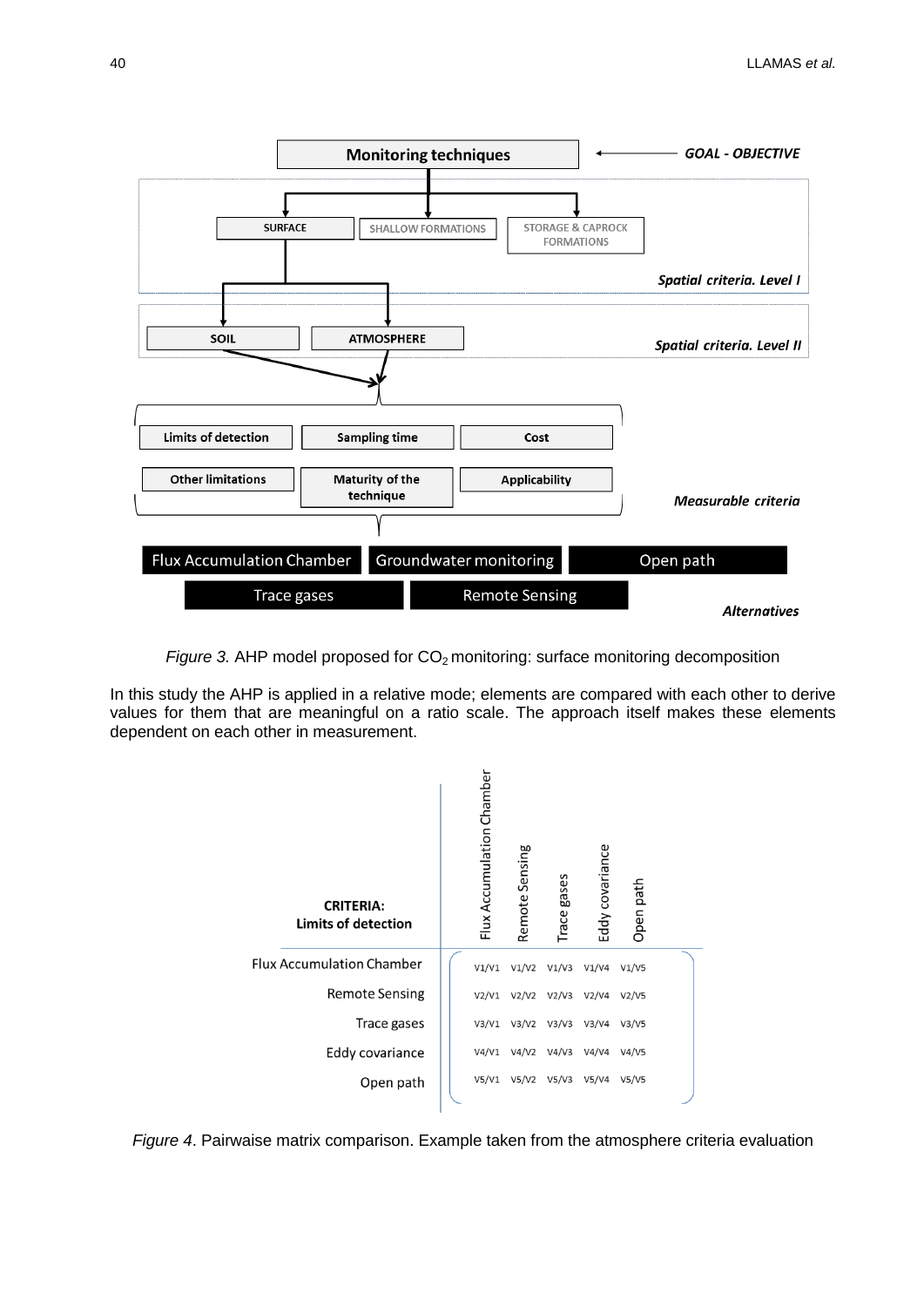*Figure 3.* AHP model proposed for $CO_2$ monitoring: surface monitoring decomposition

In this study the AHP is applied in a relative mode; elements are compared with each other to derive values for them that are meaningful on a ratio scale. The approach itself makes these elements dependent on each other in measurement.

| **CRITERIA: Limits of detection** | Flux Accumulation Chamber | Remote Sensing | Trace gases | Eddy covariance | Open path |
|---|---|---|---|---|---|
| Flux Accumulation Chamber | V1/V1 | V1/V2 | V1/V3 | V1/V4 | V1/V5 |
| Remote Sensing | V2/V1 | V2/V2 | V2/V3 | V2/V4 | V2/V5 |
| Trace gases | V3/V1 | V3/V2 | V3/V3 | V3/V4 | V3/V5 |
| Eddy covariance | V4/V1 | V4/V2 | V4/V3 | V4/V4 | V4/V5 |
| Open path | V5/V1 | V5/V2 | V5/V3 | V5/V4 | V5/V5 |

*Figure 4*. Pairwise matrix comparison. Example taken from the atmosphere criteria evaluation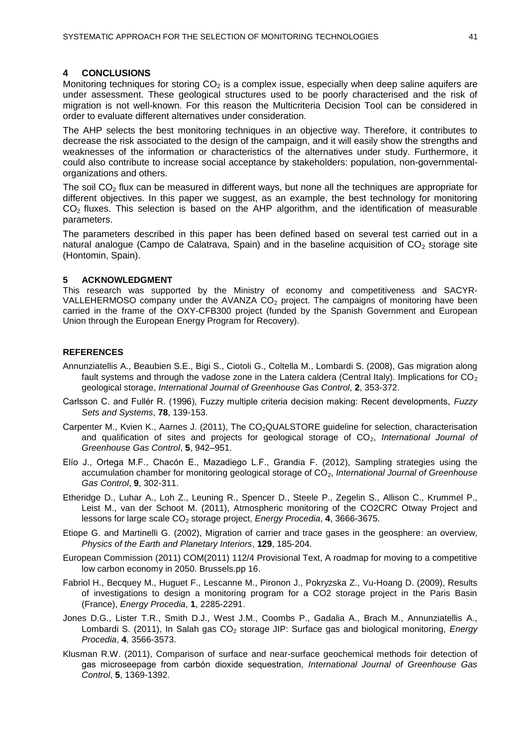## 4 CONCLUSIONS

Monitoring techniques for storing $CO_2$ is a complex issue, especially when deep saline aquifers are under assessment. These geological structures used to be poorly characterised and the risk of migration is not well-known. For this reason the Multicriteria Decision Tool can be considered in order to evaluate different alternatives under consideration.

The AHP selects the best monitoring techniques in an objective way. Therefore, it contributes to decrease the risk associated to the design of the campaign, and it will easily show the strengths and weaknesses of the information or characteristics of the alternatives under study. Furthermore, it could also contribute to increase social acceptance by stakeholders: population, non-governmental-organizations and others.

The soil $CO_2$ flux can be measured in different ways, but none all the techniques are appropriate for different objectives. In this paper we suggest, as an example, the best technology for monitoring $CO_2$ fluxes. This selection is based on the AHP algorithm, and the identification of measurable parameters.

The parameters described in this paper has been defined based on several test carried out in a natural analogue (Campo de Calatrava, Spain) and in the baseline acquisition of $CO_2$ storage site (Hontomin, Spain).

## 5 ACKNOWLEDGMENT

This research was supported by the Ministry of economy and competitiveness and SACYR-VALLEHERMOSO company under the AVANZA $CO_2$ project. The campaigns of monitoring have been carried in the frame of the OXY-CFB300 project (funded by the Spanish Government and European Union through the European Energy Program for Recovery).

## REFERENCES

Annunziatellis A., Beaubien S.E., Bigi S., Ciotoli G., Coltella M., Lombardi S. (2008), Gas migration along fault systems and through the vadose zone in the Latera caldera (Central Italy). Implications for $CO_2$ geological storage, *International Journal of Greenhouse Gas Control*, **2**, 353-372.

Carlsson C. and Fullér R. (1996), Fuzzy multiple criteria decision making: Recent developments, *Fuzzy Sets and Systems*, **78**, 139-153.

Carpenter M., Kvien K., Aarnes J. (2011), The $CO_2$QUALSTORE guideline for selection, characterisation and qualification of sites and projects for geological storage of $CO_2$, *International Journal of Greenhouse Gas Control*, **5**, 942–951.

Elío J., Ortega M.F., Chacón E., Mazadiego L.F., Grandia F. (2012), Sampling strategies using the accumulation chamber for monitoring geological storage of $CO_2$, *International Journal of Greenhouse Gas Control*, **9**, 302-311.

Etheridge D., Luhar A., Loh Z., Leuning R., Spencer D., Steele P., Zegelin S., Allison C., Krummel P., Leist M., van der Schoot M. (2011), Atmospheric monitoring of the CO2CRC Otway Project and lessons for large scale $CO_2$ storage project, *Energy Procedia*, **4**, 3666-3675.

Etiope G. and Martinelli G. (2002), Migration of carrier and trace gases in the geosphere: an overview, *Physics of the Earth and Planetary Interiors*, **129**, 185-204.

European Commission (2011) COM(2011) 112/4 Provisional Text, A roadmap for moving to a competitive low carbon economy in 2050. Brussels.pp 16.

Fabriol H., Becquey M., Huguet F., Lescanne M., Pironon J., Pokryzska Z., Vu-Hoang D. (2009), Results of investigations to design a monitoring program for a CO2 storage project in the Paris Basin (France), *Energy Procedia*, **1**, 2285-2291.

Jones D.G., Lister T.R., Smith D.J., West J.M., Coombs P., Gadalia A., Brach M., Annunziatellis A., Lombardi S. (2011), In Salah gas $CO_2$ storage JIP: Surface gas and biological monitoring, *Energy Procedia*, **4**, 3566-3573.

Klusman R.W. (2011), Comparison of surface and near-surface geochemical methods foir detection of gas microseepage from carbón dioxide sequestration, *International Journal of Greenhouse Gas Control*, **5**, 1369-1392.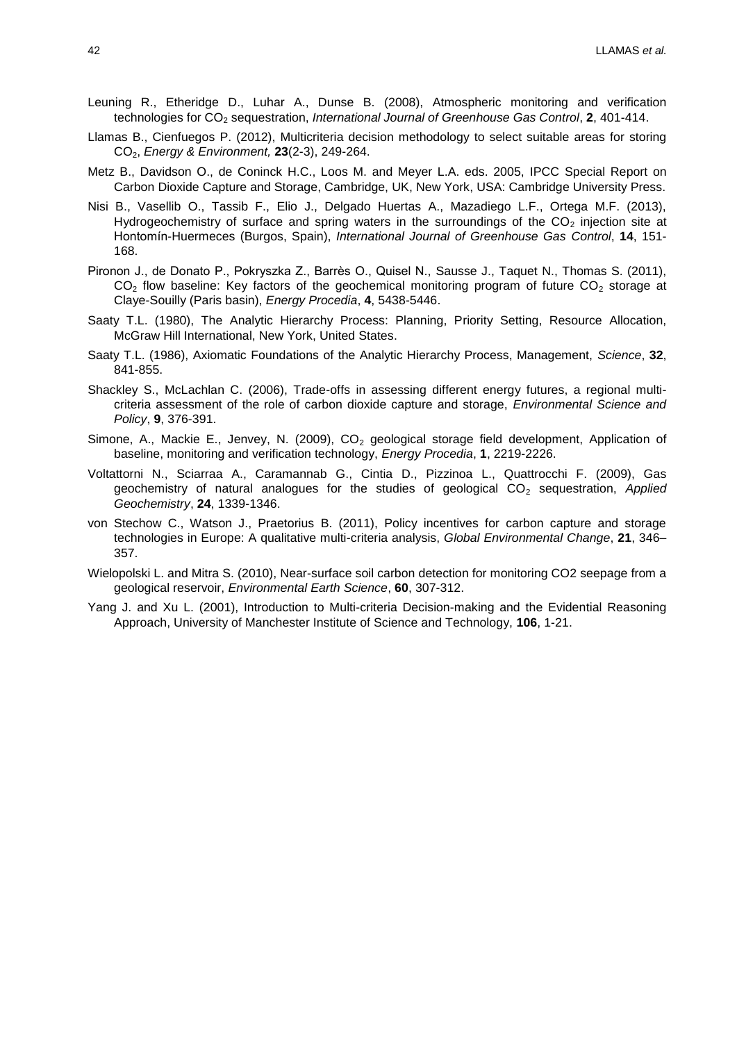Leuning R., Etheridge D., Luhar A., Dunse B. (2008), Atmospheric monitoring and verification technologies for $CO_2$ sequestration, *International Journal of Greenhouse Gas Control*, **2**, 401-414.

Llamas B., Cienfuegos P. (2012), Multicriteria decision methodology to select suitable areas for storing $CO_2$, *Energy & Environment,* **23**(2-3), 249-264.

Metz B., Davidson O., de Coninck H.C., Loos M. and Meyer L.A. eds. 2005, IPCC Special Report on Carbon Dioxide Capture and Storage, Cambridge, UK, New York, USA: Cambridge University Press.

Nisi B., Vasellib O., Tassib F., Elio J., Delgado Huertas A., Mazadiego L.F., Ortega M.F. (2013), Hydrogeochemistry of surface and spring waters in the surroundings of the $CO_2$ injection site at Hontomín-Huermeces (Burgos, Spain), *International Journal of Greenhouse Gas Control*, **14**, 151-168.

Pironon J., de Donato P., Pokryszka Z., Barrès O., Quisel N., Sausse J., Taquet N., Thomas S. (2011), $CO_2$ flow baseline: Key factors of the geochemical monitoring program of future $CO_2$ storage at Claye-Souilly (Paris basin), *Energy Procedia*, **4**, 5438-5446.

Saaty T.L. (1980), The Analytic Hierarchy Process: Planning, Priority Setting, Resource Allocation, McGraw Hill International, New York, United States.

Saaty T.L. (1986), Axiomatic Foundations of the Analytic Hierarchy Process, Management, *Science*, **32**, 841-855.

Shackley S., McLachlan C. (2006), Trade-offs in assessing different energy futures, a regional multi-criteria assessment of the role of carbon dioxide capture and storage, *Environmental Science and Policy*, **9**, 376-391.

Simone, A., Mackie E., Jenvey, N. (2009), $CO_2$ geological storage field development, Application of baseline, monitoring and verification technology, *Energy Procedia*, **1**, 2219-2226.

Voltattorni N., Sciarraa A., Caramannab G., Cintia D., Pizzinoa L., Quattrocchi F. (2009), Gas geochemistry of natural analogues for the studies of geological $CO_2$ sequestration, *Applied Geochemistry*, **24**, 1339-1346.

von Stechow C., Watson J., Praetorius B. (2011), Policy incentives for carbon capture and storage technologies in Europe: A qualitative multi-criteria analysis, *Global Environmental Change*, **21**, 346–357.

Wielopolski L. and Mitra S. (2010), Near-surface soil carbon detection for monitoring CO2 seepage from a geological reservoir, *Environmental Earth Science*, **60**, 307-312.

Yang J. and Xu L. (2001), Introduction to Multi-criteria Decision-making and the Evidential Reasoning Approach, University of Manchester Institute of Science and Technology, **106**, 1-21.